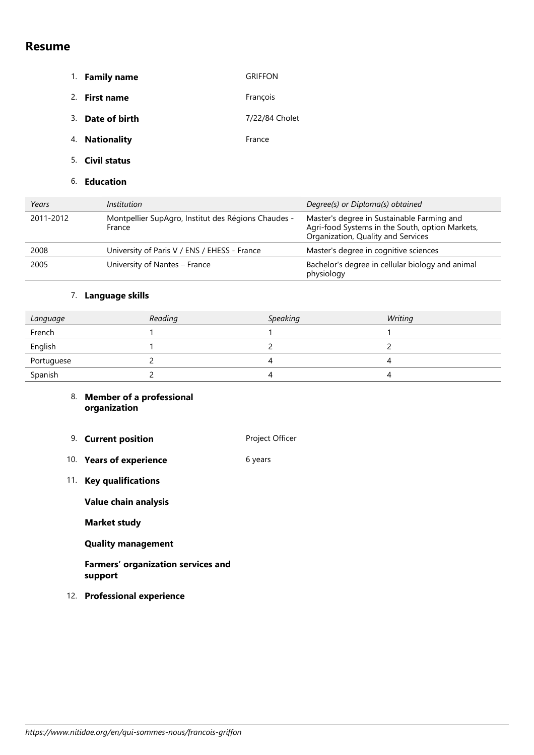# Resume

1. **Family name** GRIFFON
2. **First name** François
3. **Date of birth** 7/22/84 Cholet
4. **Nationality** France
5. **Civil status**
6. **Education**

| *Years* | *Institution* | *Degree(s) or Diploma(s) obtained* |
|---|---|---|
| 2011-2012 | Montpellier SupAgro, Institut des Régions Chaudes - France | Master's degree in Sustainable Farming and Agri-food Systems in the South, option Markets, Organization, Quality and Services |
| 2008 | University of Paris V / ENS / EHESS - France | Master's degree in cognitive sciences |
| 2005 | University of Nantes – France | Bachelor's degree in cellular biology and animal physiology |

7. **Language skills**

| *Language* | *Reading* | *Speaking* | *Writing* |
|---|---|---|---|
| French | 1 | 1 | 1 |
| English | 1 | 2 | 2 |
| Portuguese | 2 | 4 | 4 |
| Spanish | 2 | 4 | 4 |

8. **Member of a professional organization**
9. **Current position** Project Officer
10. **Years of experience** 6 years
11. **Key qualifications**

    **Value chain analysis**

    **Market study**

    **Quality management**

    **Farmers' organization services and support**

12. **Professional experience**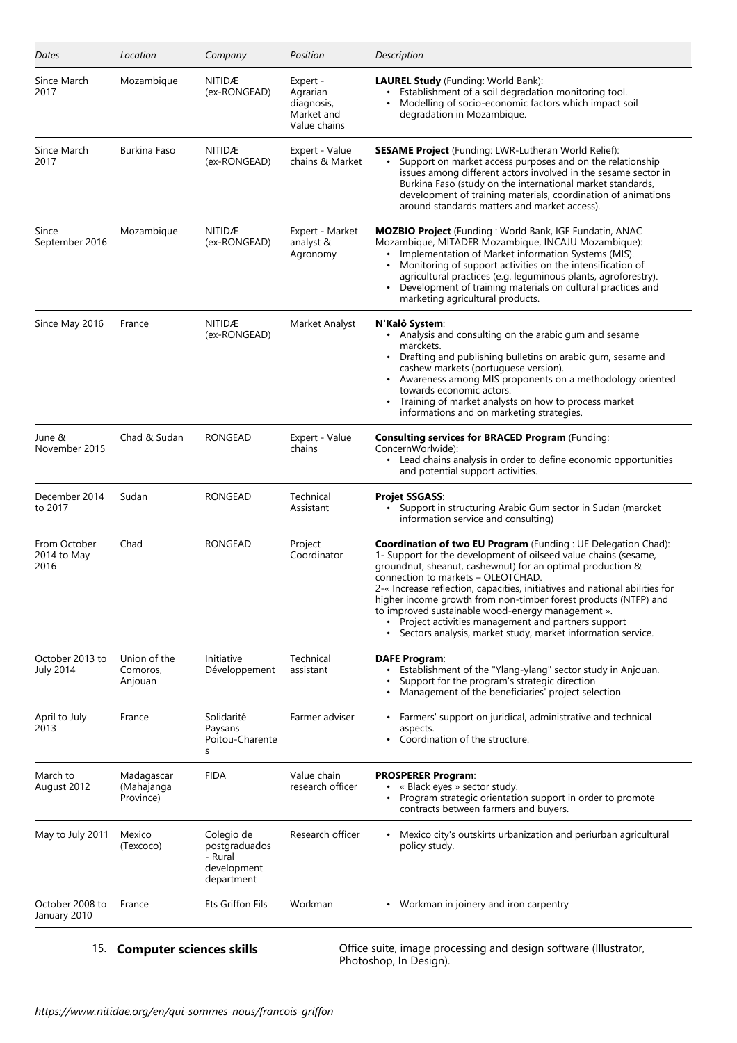| *Dates* | *Location* | *Company* | *Position* | *Description* |
|---|---|---|---|---|
| Since March 2017 | Mozambique | NITIDÆ (ex-RONGEAD) | Expert - Agrarian diagnosis, Market and Value chains | **LAUREL Study** (Funding: World Bank): • Establishment of a soil degradation monitoring tool. • Modelling of socio-economic factors which impact soil degradation in Mozambique. |
| Since March 2017 | Burkina Faso | NITIDÆ (ex-RONGEAD) | Expert - Value chains & Market | **SESAME Project** (Funding: LWR-Lutheran World Relief): • Support on market access purposes and on the relationship issues among different actors involved in the sesame sector in Burkina Faso (study on the international market standards, development of training materials, coordination of animations around standards matters and market access). |
| Since September 2016 | Mozambique | NITIDÆ (ex-RONGEAD) | Expert - Market analyst & Agronomy | **MOZBIO Project** (Funding : World Bank, IGF Fundatin, ANAC Mozambique, MITADER Mozambique, INCAJU Mozambique): • Implementation of Market information Systems (MIS). • Monitoring of support activities on the intensification of agricultural practices (e.g. leguminous plants, agroforestry). • Development of training materials on cultural practices and marketing agricultural products. |
| Since May 2016 | France | NITIDÆ (ex-RONGEAD) | Market Analyst | **N'Kalô System**: • Analysis and consulting on the arabic gum and sesame marckets. • Drafting and publishing bulletins on arabic gum, sesame and cashew markets (portuguese version). • Awareness among MIS proponents on a methodology oriented towards economic actors. • Training of market analysts on how to process market informations and on marketing strategies. |
| June & November 2015 | Chad & Sudan | RONGEAD | Expert - Value chains | **Consulting services for BRACED Program** (Funding: ConcernWorlwide): • Lead chains analysis in order to define economic opportunities and potential support activities. |
| December 2014 to 2017 | Sudan | RONGEAD | Technical Assistant | **Projet SSGASS**: • Support in structuring Arabic Gum sector in Sudan (marcket information service and consulting) |
| From October 2014 to May 2016 | Chad | RONGEAD | Project Coordinator | **Coordination of two EU Program** (Funding : UE Delegation Chad): 1- Support for the development of oilseed value chains (sesame, groundnut, sheanut, cashewnut) for an optimal production & connection to markets – OLEOTCHAD. 2-« Increase reflection, capacities, initiatives and national abilities for higher income growth from non-timber forest products (NTFP) and to improved sustainable wood-energy management ». • Project activities management and partners support • Sectors analysis, market study, market information service. |
| October 2013 to July 2014 | Union of the Comoros, Anjouan | Initiative Développement | Technical assistant | **DAFE Program**: • Establishment of the "Ylang-ylang" sector study in Anjouan. • Support for the program's strategic direction • Management of the beneficiaries' project selection |
| April to July 2013 | France | Solidarité Paysans Poitou-Charentes | Farmer adviser | • Farmers' support on juridical, administrative and technical aspects. • Coordination of the structure. |
| March to August 2012 | Madagascar (Mahajanga Province) | FIDA | Value chain research officer | **PROSPERER Program**: • « Black eyes » sector study. • Program strategic orientation support in order to promote contracts between farmers and buyers. |
| May to July 2011 | Mexico (Texcoco) | Colegio de postgraduados - Rural development department | Research officer | • Mexico city's outskirts urbanization and periurban agricultural policy study. |
| October 2008 to January 2010 | France | Ets Griffon Fils | Workman | • Workman in joinery and iron carpentry |

15. **Computer sciences skills** — Office suite, image processing and design software (Illustrator, Photoshop, In Design).

*https://www.nitidae.org/en/qui-sommes-nous/francois-griffon*